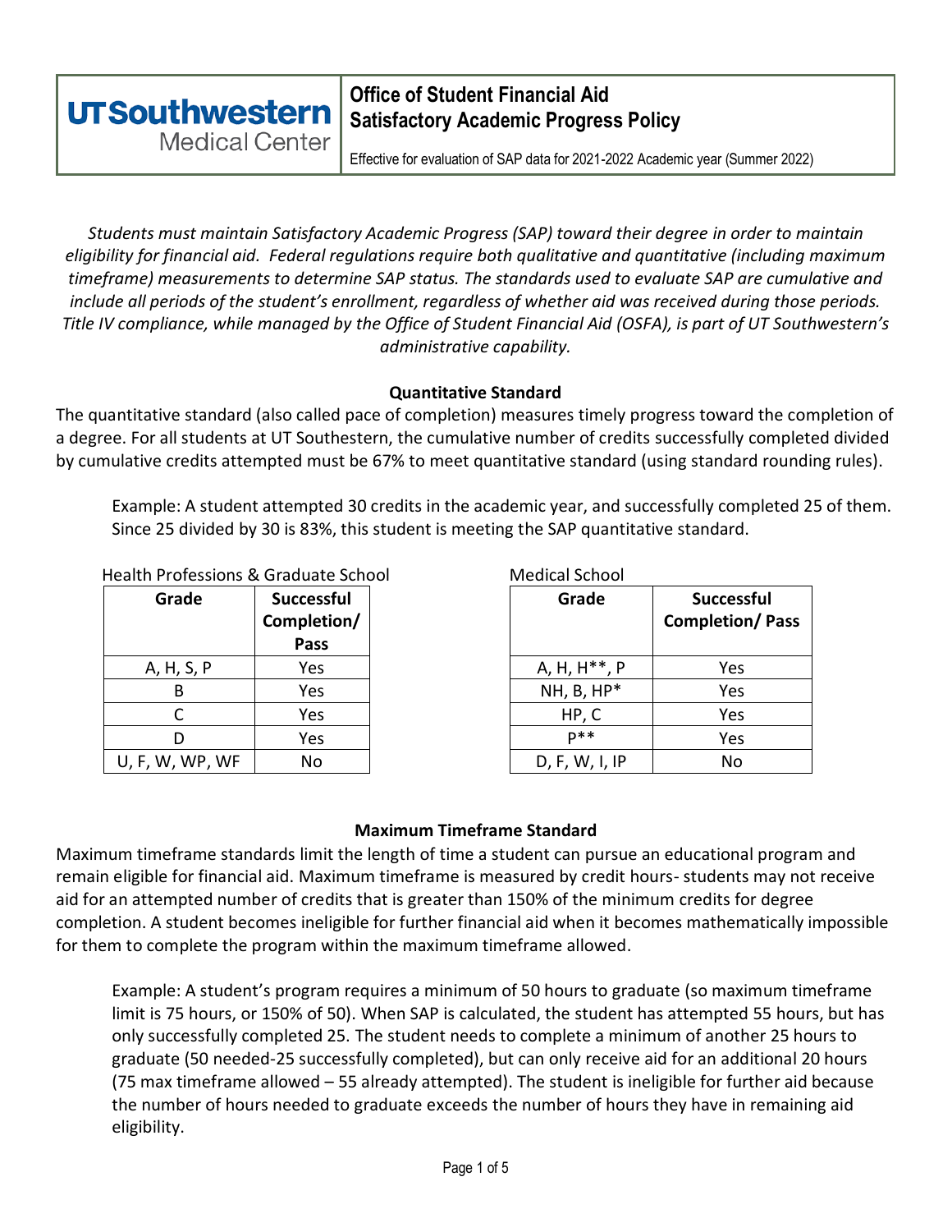**UTSouthwestern Medical Center**

# Office of Student Financial Aid
# Satisfactory Academic Progress Policy

Effective for evaluation of SAP data for 2021-2022 Academic year (Summer 2022)

*Students must maintain Satisfactory Academic Progress (SAP) toward their degree in order to maintain eligibility for financial aid. Federal regulations require both qualitative and quantitative (including maximum timeframe) measurements to determine SAP status. The standards used to evaluate SAP are cumulative and include all periods of the student's enrollment, regardless of whether aid was received during those periods. Title IV compliance, while managed by the Office of Student Financial Aid (OSFA), is part of UT Southwestern's administrative capability.*

## Quantitative Standard

The quantitative standard (also called pace of completion) measures timely progress toward the completion of a degree. For all students at UT Southestern, the cumulative number of credits successfully completed divided by cumulative credits attempted must be 67% to meet quantitative standard (using standard rounding rules).

> Example: A student attempted 30 credits in the academic year, and successfully completed 25 of them. Since 25 divided by 30 is 83%, this student is meeting the SAP quantitative standard.

Health Professions & Graduate School

| Grade | Successful Completion/ Pass |
|---|---|
| A, H, S, P | Yes |
| B | Yes |
| C | Yes |
| D | Yes |
| U, F, W, WP, WF | No |

Medical School

| Grade | Successful Completion/ Pass |
|---|---|
| A, H, H**, P | Yes |
| NH, B, HP* | Yes |
| HP, C | Yes |
| P** | Yes |
| D, F, W, I, IP | No |

## Maximum Timeframe Standard

Maximum timeframe standards limit the length of time a student can pursue an educational program and remain eligible for financial aid. Maximum timeframe is measured by credit hours- students may not receive aid for an attempted number of credits that is greater than 150% of the minimum credits for degree completion. A student becomes ineligible for further financial aid when it becomes mathematically impossible for them to complete the program within the maximum timeframe allowed.

> Example: A student's program requires a minimum of 50 hours to graduate (so maximum timeframe limit is 75 hours, or 150% of 50). When SAP is calculated, the student has attempted 55 hours, but has only successfully completed 25. The student needs to complete a minimum of another 25 hours to graduate (50 needed-25 successfully completed), but can only receive aid for an additional 20 hours (75 max timeframe allowed – 55 already attempted). The student is ineligible for further aid because the number of hours needed to graduate exceeds the number of hours they have in remaining aid eligibility.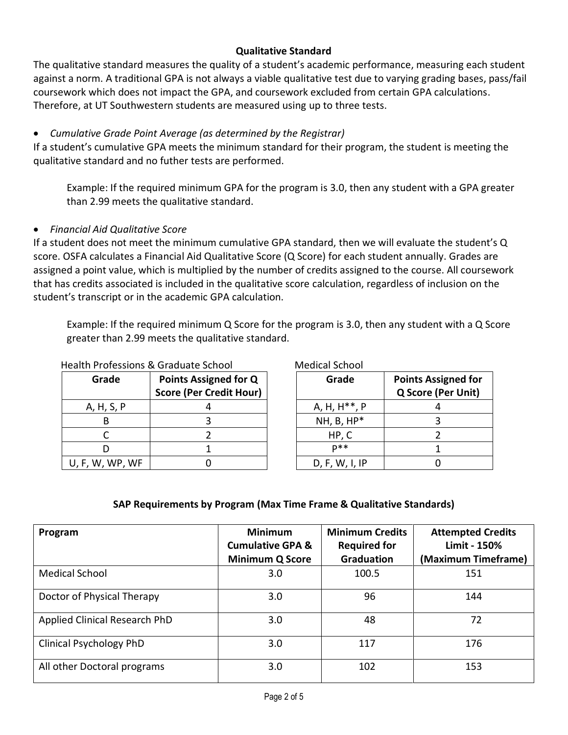**Qualitative Standard**

The qualitative standard measures the quality of a student's academic performance, measuring each student against a norm. A traditional GPA is not always a viable qualitative test due to varying grading bases, pass/fail coursework which does not impact the GPA, and coursework excluded from certain GPA calculations. Therefore, at UT Southwestern students are measured using up to three tests.

- *Cumulative Grade Point Average (as determined by the Registrar)*

If a student's cumulative GPA meets the minimum standard for their program, the student is meeting the qualitative standard and no futher tests are performed.

> Example: If the required minimum GPA for the program is 3.0, then any student with a GPA greater than 2.99 meets the qualitative standard.

- *Financial Aid Qualitative Score*

If a student does not meet the minimum cumulative GPA standard, then we will evaluate the student's Q score. OSFA calculates a Financial Aid Qualitative Score (Q Score) for each student annually. Grades are assigned a point value, which is multiplied by the number of credits assigned to the course. All coursework that has credits associated is included in the qualitative score calculation, regardless of inclusion on the student's transcript or in the academic GPA calculation.

> Example: If the required minimum Q Score for the program is 3.0, then any student with a Q Score greater than 2.99 meets the qualitative standard.

Health Professions & Graduate School

| Grade | Points Assigned for Q Score (Per Credit Hour) |
|---|---|
| A, H, S, P | 4 |
| B | 3 |
| C | 2 |
| D | 1 |
| U, F, W, WP, WF | 0 |

Medical School

| Grade | Points Assigned for Q Score (Per Unit) |
|---|---|
| A, H, H**, P | 4 |
| NH, B, HP* | 3 |
| HP, C | 2 |
| P** | 1 |
| D, F, W, I, IP | 0 |

**SAP Requirements by Program (Max Time Frame & Qualitative Standards)**

| Program | Minimum Cumulative GPA & Minimum Q Score | Minimum Credits Required for Graduation | Attempted Credits Limit - 150% (Maximum Timeframe) |
|---|---|---|---|
| Medical School | 3.0 | 100.5 | 151 |
| Doctor of Physical Therapy | 3.0 | 96 | 144 |
| Applied Clinical Research PhD | 3.0 | 48 | 72 |
| Clinical Psychology PhD | 3.0 | 117 | 176 |
| All other Doctoral programs | 3.0 | 102 | 153 |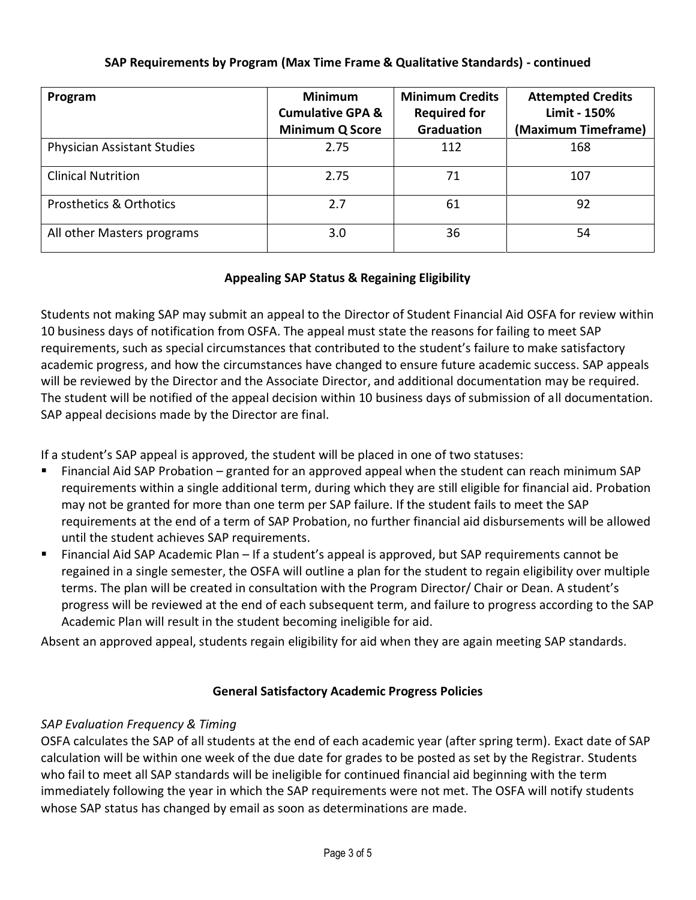**SAP Requirements by Program (Max Time Frame & Qualitative Standards) - continued**

| Program | Minimum Cumulative GPA & Minimum Q Score | Minimum Credits Required for Graduation | Attempted Credits Limit - 150% (Maximum Timeframe) |
|---|---|---|---|
| Physician Assistant Studies | 2.75 | 112 | 168 |
| Clinical Nutrition | 2.75 | 71 | 107 |
| Prosthetics & Orthotics | 2.7 | 61 | 92 |
| All other Masters programs | 3.0 | 36 | 54 |

## Appealing SAP Status & Regaining Eligibility

Students not making SAP may submit an appeal to the Director of Student Financial Aid OSFA for review within 10 business days of notification from OSFA. The appeal must state the reasons for failing to meet SAP requirements, such as special circumstances that contributed to the student's failure to make satisfactory academic progress, and how the circumstances have changed to ensure future academic success. SAP appeals will be reviewed by the Director and the Associate Director, and additional documentation may be required. The student will be notified of the appeal decision within 10 business days of submission of all documentation. SAP appeal decisions made by the Director are final.

If a student's SAP appeal is approved, the student will be placed in one of two statuses:

- Financial Aid SAP Probation – granted for an approved appeal when the student can reach minimum SAP requirements within a single additional term, during which they are still eligible for financial aid. Probation may not be granted for more than one term per SAP failure. If the student fails to meet the SAP requirements at the end of a term of SAP Probation, no further financial aid disbursements will be allowed until the student achieves SAP requirements.
- Financial Aid SAP Academic Plan – If a student's appeal is approved, but SAP requirements cannot be regained in a single semester, the OSFA will outline a plan for the student to regain eligibility over multiple terms. The plan will be created in consultation with the Program Director/ Chair or Dean. A student's progress will be reviewed at the end of each subsequent term, and failure to progress according to the SAP Academic Plan will result in the student becoming ineligible for aid.

Absent an approved appeal, students regain eligibility for aid when they are again meeting SAP standards.

## General Satisfactory Academic Progress Policies

*SAP Evaluation Frequency & Timing*

OSFA calculates the SAP of all students at the end of each academic year (after spring term). Exact date of SAP calculation will be within one week of the due date for grades to be posted as set by the Registrar. Students who fail to meet all SAP standards will be ineligible for continued financial aid beginning with the term immediately following the year in which the SAP requirements were not met. The OSFA will notify students whose SAP status has changed by email as soon as determinations are made.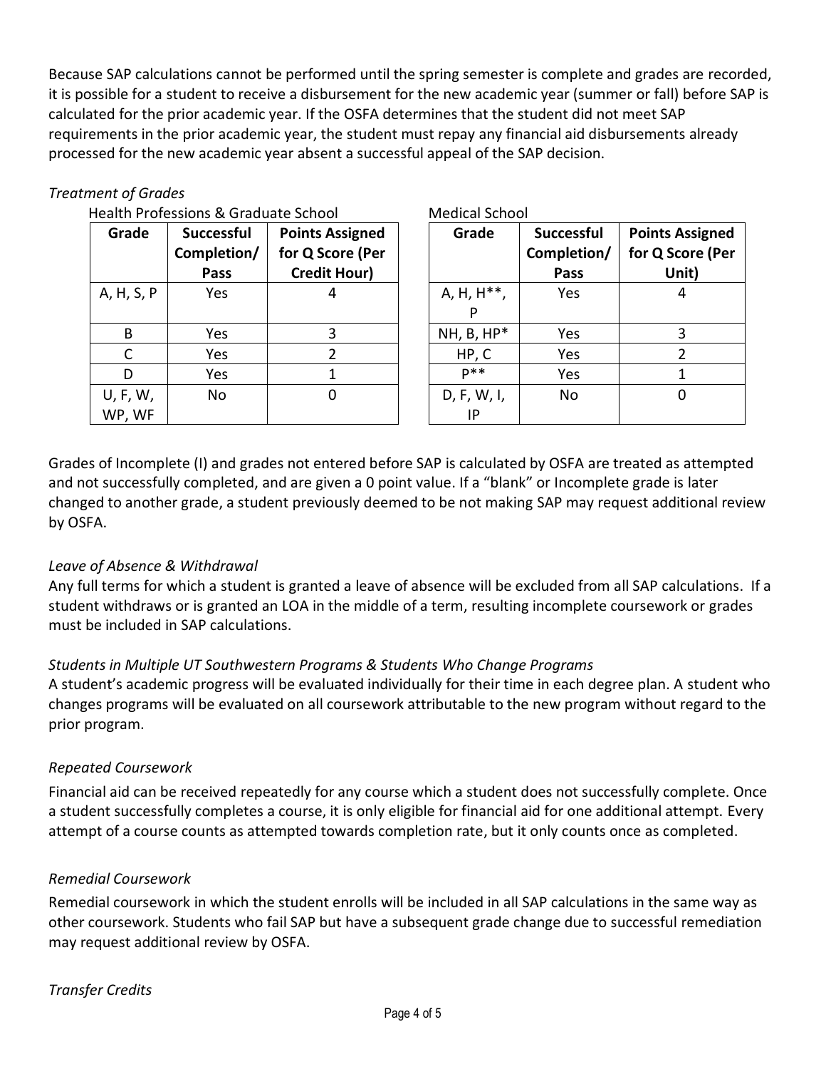Because SAP calculations cannot be performed until the spring semester is complete and grades are recorded, it is possible for a student to receive a disbursement for the new academic year (summer or fall) before SAP is calculated for the prior academic year. If the OSFA determines that the student did not meet SAP requirements in the prior academic year, the student must repay any financial aid disbursements already processed for the new academic year absent a successful appeal of the SAP decision.

*Treatment of Grades*

Health Professions & Graduate School

| Grade | Successful Completion/ Pass | Points Assigned for Q Score (Per Credit Hour) |
|---|---|---|
| A, H, S, P | Yes | 4 |
| B | Yes | 3 |
| C | Yes | 2 |
| D | Yes | 1 |
| U, F, W, WP, WF | No | 0 |

Medical School

| Grade | Successful Completion/ Pass | Points Assigned for Q Score (Per Unit) |
|---|---|---|
| A, H, H**, P | Yes | 4 |
| NH, B, HP* | Yes | 3 |
| HP, C | Yes | 2 |
| P** | Yes | 1 |
| D, F, W, I, IP | No | 0 |

Grades of Incomplete (I) and grades not entered before SAP is calculated by OSFA are treated as attempted and not successfully completed, and are given a 0 point value. If a "blank" or Incomplete grade is later changed to another grade, a student previously deemed to be not making SAP may request additional review by OSFA.

*Leave of Absence & Withdrawal*

Any full terms for which a student is granted a leave of absence will be excluded from all SAP calculations. If a student withdraws or is granted an LOA in the middle of a term, resulting incomplete coursework or grades must be included in SAP calculations.

*Students in Multiple UT Southwestern Programs & Students Who Change Programs*

A student's academic progress will be evaluated individually for their time in each degree plan. A student who changes programs will be evaluated on all coursework attributable to the new program without regard to the prior program.

*Repeated Coursework*

Financial aid can be received repeatedly for any course which a student does not successfully complete. Once a student successfully completes a course, it is only eligible for financial aid for one additional attempt. Every attempt of a course counts as attempted towards completion rate, but it only counts once as completed.

*Remedial Coursework*

Remedial coursework in which the student enrolls will be included in all SAP calculations in the same way as other coursework. Students who fail SAP but have a subsequent grade change due to successful remediation may request additional review by OSFA.

*Transfer Credits*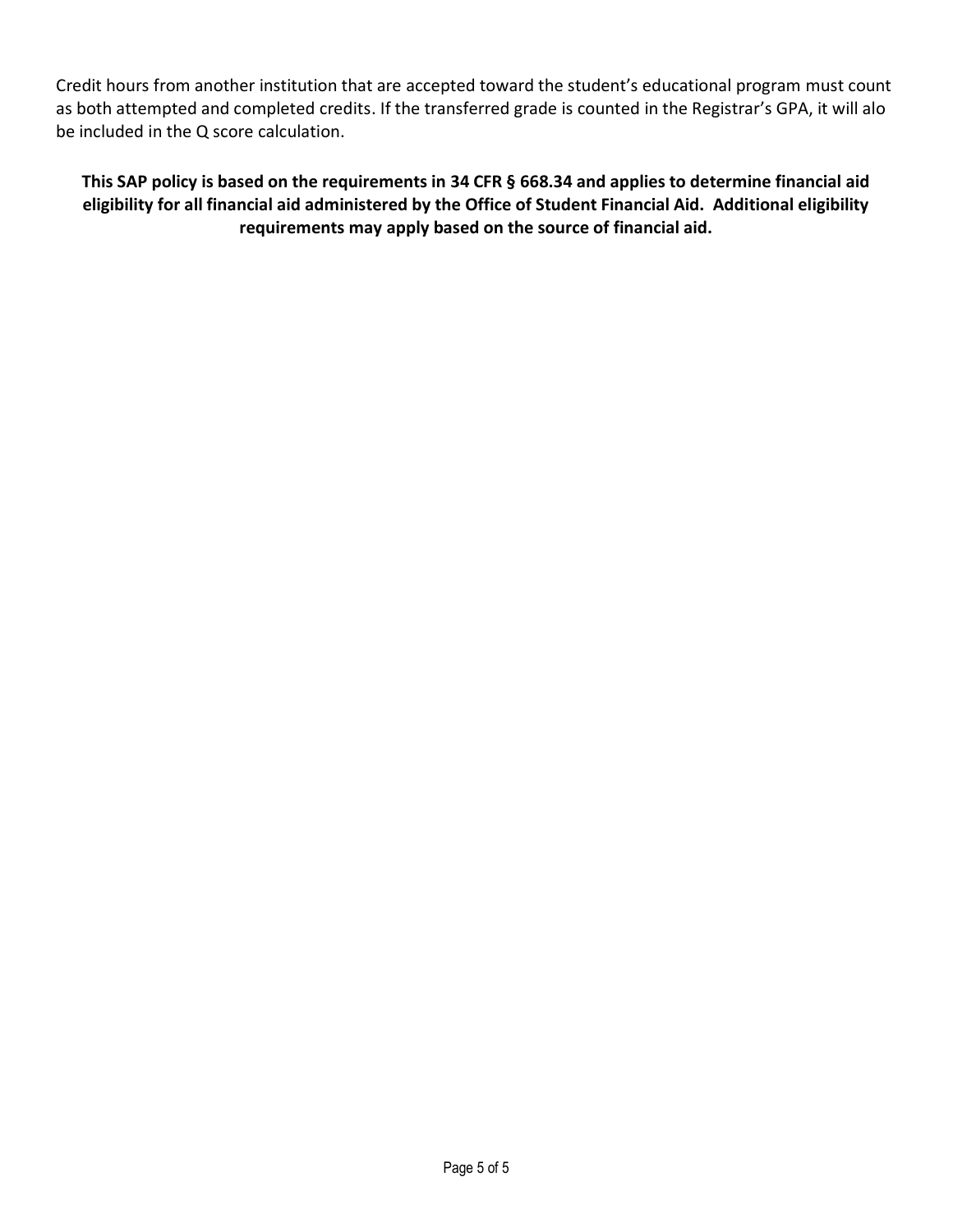Credit hours from another institution that are accepted toward the student's educational program must count as both attempted and completed credits. If the transferred grade is counted in the Registrar's GPA, it will alo be included in the Q score calculation.

**This SAP policy is based on the requirements in 34 CFR § 668.34 and applies to determine financial aid eligibility for all financial aid administered by the Office of Student Financial Aid. Additional eligibility requirements may apply based on the source of financial aid.**